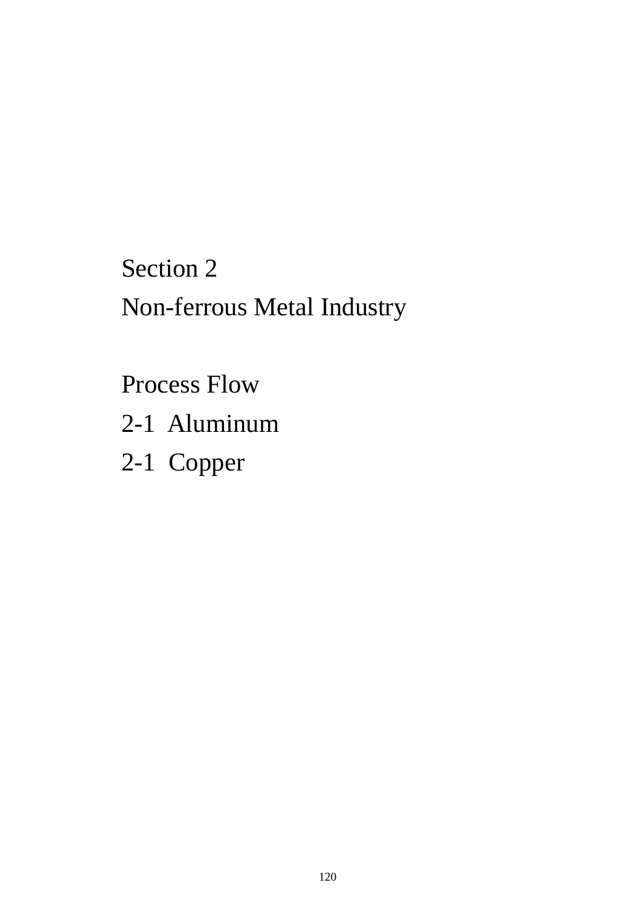# Section 2
# Non-ferrous Metal Industry

## Process Flow

2-1 Aluminum

2-1 Copper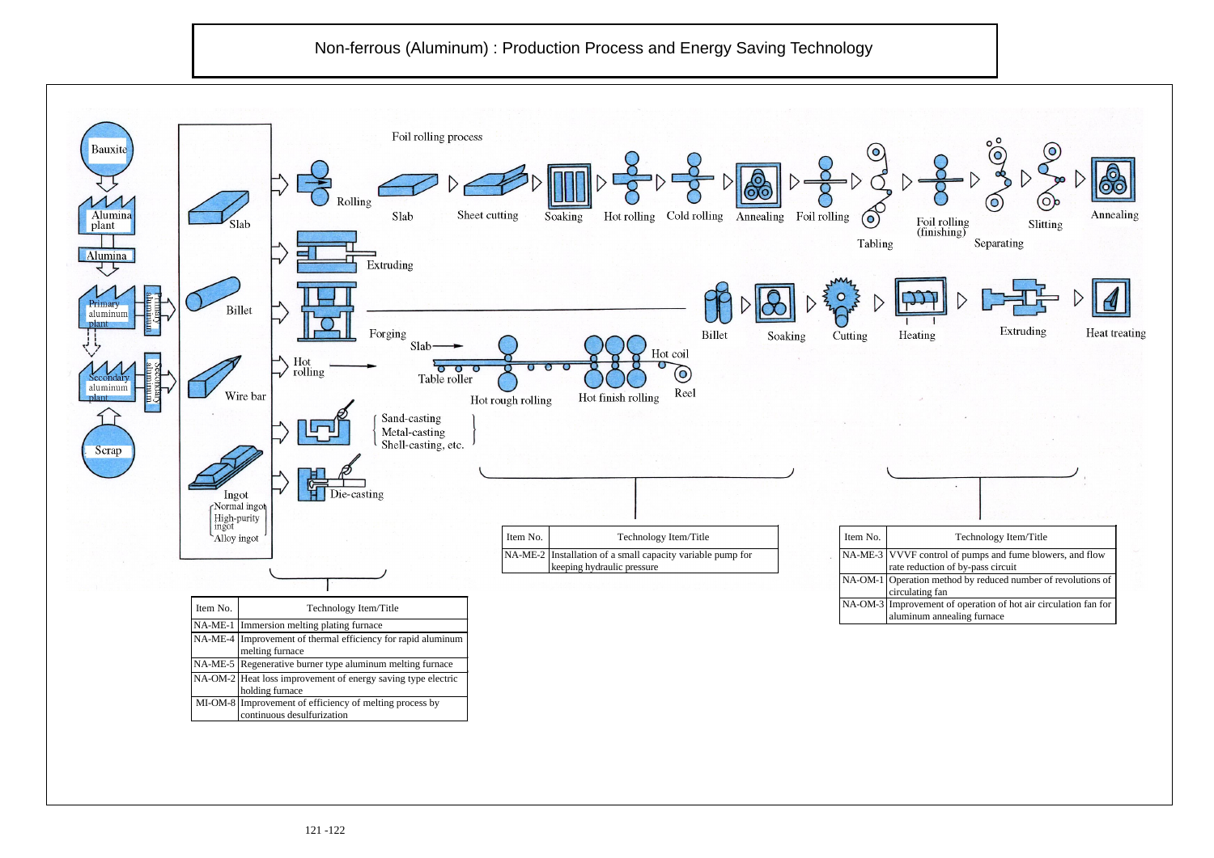# Non-ferrous (Aluminum) : Production Process and Energy Saving Technology

Bauxite
Alumina plant
Alumina
Primary aluminum plant
Primary aluminum
Secondary aluminum plant
Secondary aluminum
Scrap

Slab
Billet
Wire bar
Ingot
- Normal ingot
- High-purity ingot
- Alloy ingot

Foil rolling process

Rolling → Slab → Sheet cutting → Soaking → Hot rolling → Cold rolling → Annealing → Foil rolling → Tabling → Foil rolling (finishing) → Separating → Slitting → Annealing

Extruding

Forging — Billet → Soaking → Cutting → Heating → Extruding → Heat treating

Hot rolling — Slab → Table roller → Hot rough rolling → Hot finish rolling → Hot coil → Reel

Sand-casting
Metal-casting
Shell-casting, etc.

Die-casting

| Item No. | Technology Item/Title |
|---|---|
| NA-ME-1 | Immersion melting plating furnace |
| NA-ME-4 | Improvement of thermal efficiency for rapid aluminum melting furnace |
| NA-ME-5 | Regenerative burner type aluminum melting furnace |
| NA-OM-2 | Heat loss improvement of energy saving type electric holding furnace |
| MI-OM-8 | Improvement of efficiency of melting process by continuous desulfurization |

| Item No. | Technology Item/Title |
|---|---|
| NA-ME-2 | Installation of a small capacity variable pump for keeping hydraulic pressure |

| Item No. | Technology Item/Title |
|---|---|
| NA-ME-3 | VVVF control of pumps and fume blowers, and flow rate reduction of by-pass circuit |
| NA-OM-1 | Operation method by reduced number of revolutions of circulating fan |
| NA-OM-3 | Improvement of operation of hot air circulation fan for aluminum annealing furnace |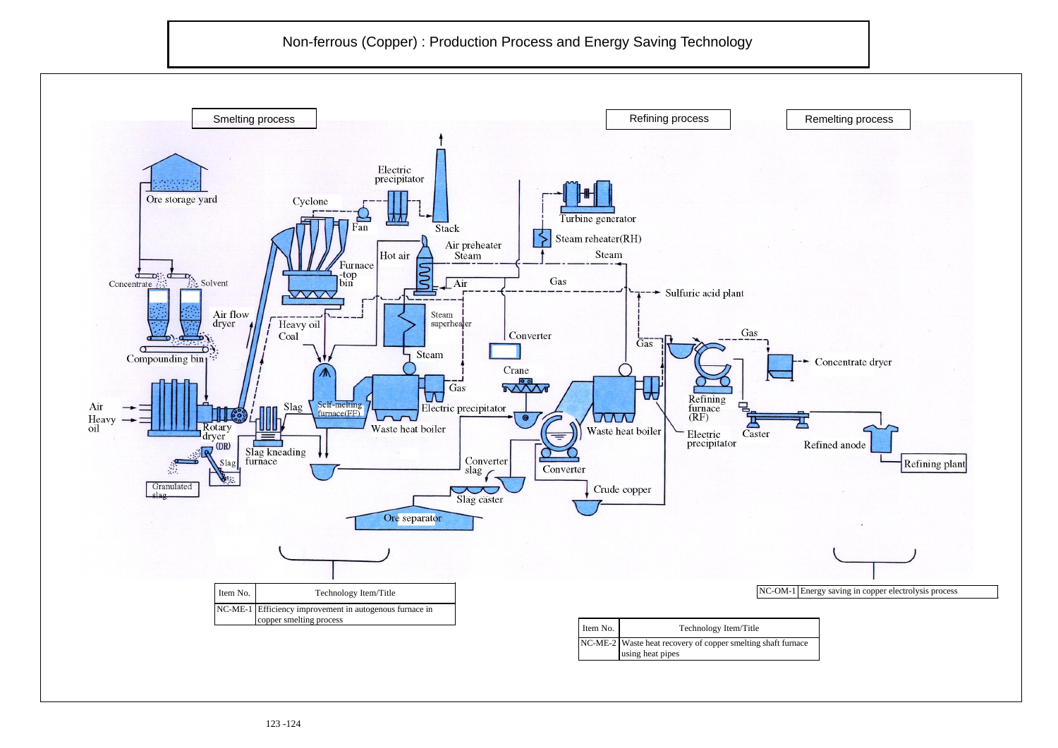# Non-ferrous (Copper) : Production Process and Energy Saving Technology

Smelting process

Refining process

Remelting process

Ore storage yard

Concentrate

Solvent

Air flow dryer

Compounding bin

Air

Heavy oil

Rotary dryer (DR)

Slag

Granulated slag

Slag kneading furnace

Cyclone

Fan

Electric precipitator

Stack

Furnace-top bin

Heavy oil

Coal

Hot air

Air preheater

Steam

Air

Steam superheater

Steam

Self-melting furnace(FF)

Waste heat boiler

Gas

Electric precipitator

Converter slag

Slag caster

Ore separator

Turbine generator

Steam reheater(RH)

Steam

Gas

Sulfuric acid plant

Converter

Crane

Converter

Waste heat boiler

Crude copper

Gas

Refining furnace (RF)

Electric precipitator

Gas

Concentrate dryer

Caster

Refined anode

Refining plant

| Item No. | Technology Item/Title |
|---|---|
| NC-ME-1 | Efficiency improvement in autogenous furnace in copper smelting process |

| Item No. | Technology Item/Title |
|---|---|
| NC-ME-2 | Waste heat recovery of copper smelting shaft furnace using heat pipes |

| | |
|---|---|
| NC-OM-1 | Energy saving in copper electrolysis process |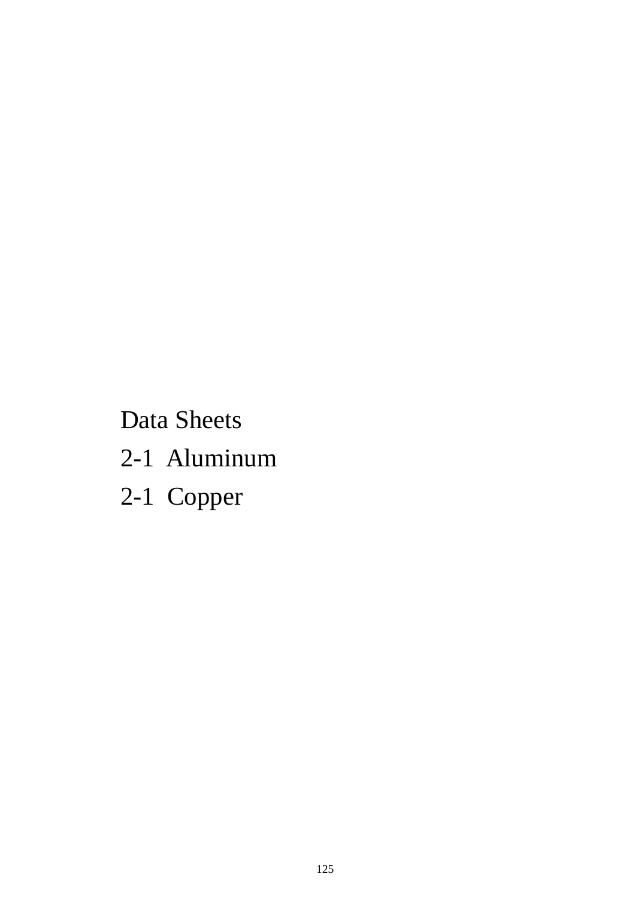Data Sheets

2-1 Aluminum

2-1 Copper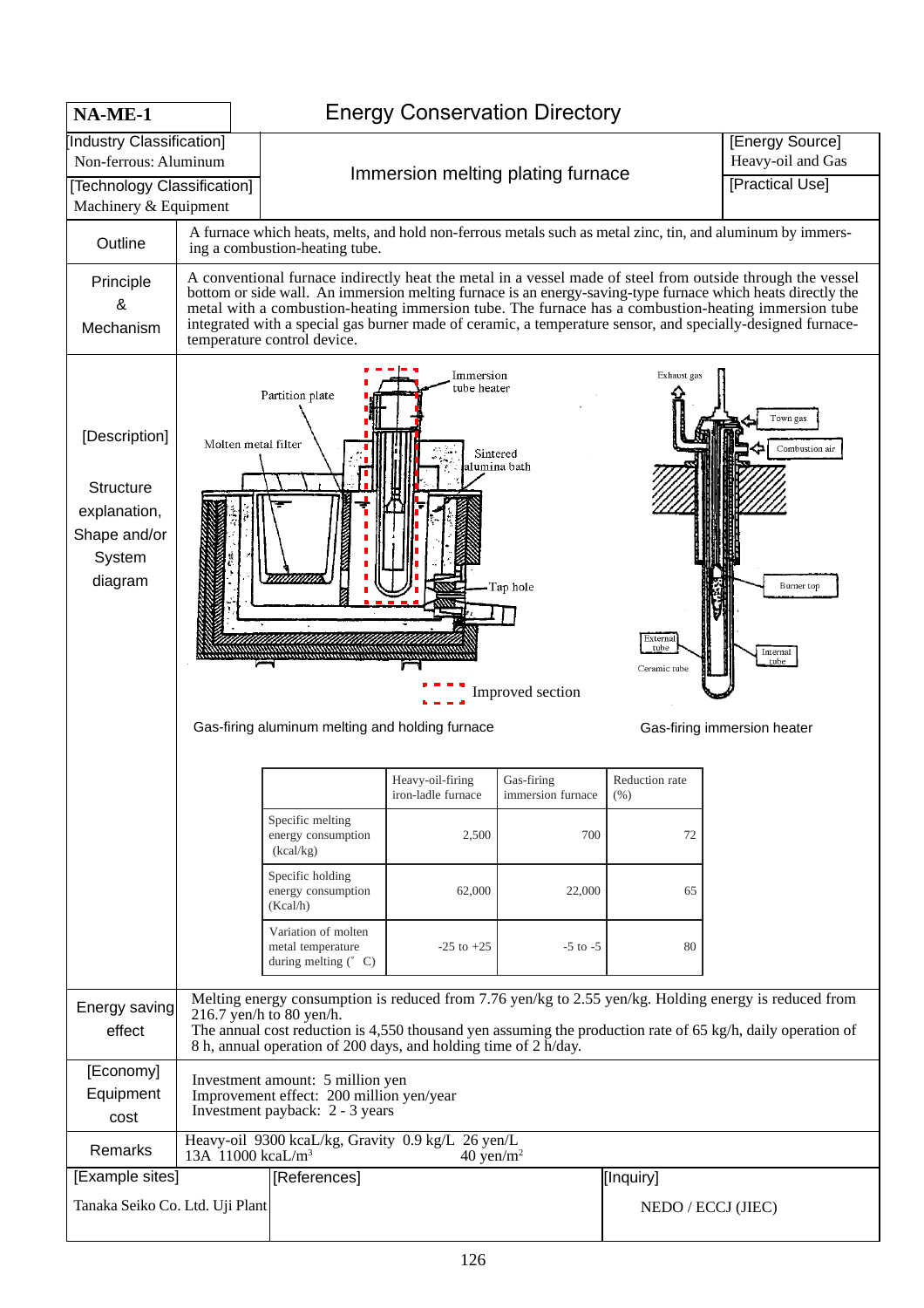**NA-ME-1**

# Energy Conservation Directory

[Industry Classification]
Non-ferrous: Aluminum

[Technology Classification]
Machinery & Equipment

## Immersion melting plating furnace

[Energy Source]
Heavy-oil and Gas

[Practical Use]

**Outline**

A furnace which heats, melts, and hold non-ferrous metals such as metal zinc, tin, and aluminum by immersing a combustion-heating tube.

**Principle & Mechanism**

A conventional furnace indirectly heat the metal in a vessel made of steel from outside through the vessel bottom or side wall. An immersion melting furnace is an energy-saving-type furnace which heats directly the metal with a combustion-heating immersion tube. The furnace has a combustion-heating immersion tube integrated with a special gas burner made of ceramic, a temperature sensor, and specially-designed furnace-temperature control device.

**[Description]**

**Structure explanation, Shape and/or System diagram**

Partition plate / Immersion tube heater / Molten metal filter / Sintered alumina bath / Tap hole / Improved section

Gas-firing aluminum melting and holding furnace

Exhaust gas / Town gas / Combustion air / Burner top / External tube / Internal tube / Ceramic tube

Gas-firing immersion heater

| | Heavy-oil-firing iron-ladle furnace | Gas-firing immersion furnace | Reduction rate (%) |
|---|---|---|---|
| Specific melting energy consumption (kcal/kg) | 2,500 | 700 | 72 |
| Specific holding energy consumption (Kcal/h) | 62,000 | 22,000 | 65 |
| Variation of molten metal temperature during melting (° C) | -25 to +25 | -5 to -5 | 80 |

**Energy saving effect**

Melting energy consumption is reduced from 7.76 yen/kg to 2.55 yen/kg. Holding energy is reduced from 216.7 yen/h to 80 yen/h.
The annual cost reduction is 4,550 thousand yen assuming the production rate of 65 kg/h, daily operation of 8 h, annual operation of 200 days, and holding time of 2 h/day.

**[Economy] Equipment cost**

Investment amount: 5 million yen
Improvement effect: 200 million yen/year
Investment payback: 2 - 3 years

**Remarks**

Heavy-oil 9300 kcaL/kg, Gravity 0.9 kg/L 26 yen/L
13A 11000 kcaL/m³ 40 yen/m²

[Example sites]
Tanaka Seiko Co. Ltd. Uji Plant

[References]

[Inquiry]
NEDO / ECCJ (JIEC)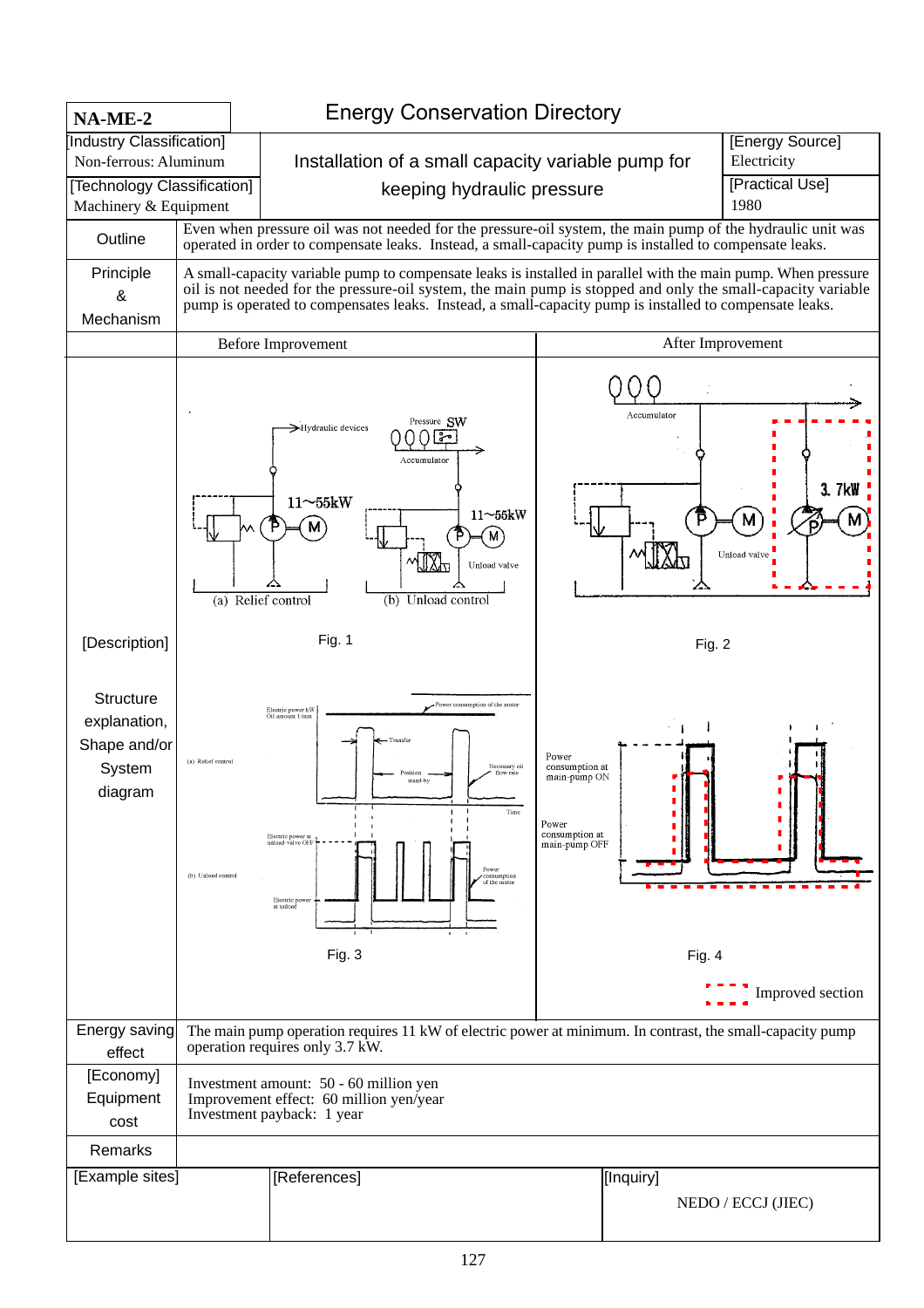| NA-ME-2 | Energy Conservation Directory | |
|---|---|---|
| [Industry Classification] Non-ferrous: Aluminum | Installation of a small capacity variable pump for keeping hydraulic pressure | [Energy Source] Electricity |
| [Technology Classification] Machinery & Equipment | | [Practical Use] 1980 |

| | | |
|---|---|---|
| Outline | Even when pressure oil was not needed for the pressure-oil system, the main pump of the hydraulic unit was operated in order to compensate leaks. Instead, a small-capacity pump is installed to compensate leaks. | |
| Principle & Mechanism | A small-capacity variable pump to compensate leaks is installed in parallel with the main pump. When pressure oil is not needed for the pressure-oil system, the main pump is stopped and only the small-capacity variable pump is operated to compensates leaks. Instead, a small-capacity pump is installed to compensate leaks. | |
| | Before Improvement | After Improvement |
| [Description] Structure explanation, Shape and/or System diagram | Fig. 1 (a) Relief control (b) Unload control | Fig. 2 |
| | Fig. 3 | Fig. 4 Improved section |
| Energy saving effect | The main pump operation requires 11 kW of electric power at minimum. In contrast, the small-capacity pump operation requires only 3.7 kW. | |
| [Economy] Equipment cost | Investment amount: 50 - 60 million yen<br>Improvement effect: 60 million yen/year<br>Investment payback: 1 year | |
| Remarks | | |

| [Example sites] | [References] | [Inquiry] NEDO / ECCJ (JIEC) |
|---|---|---|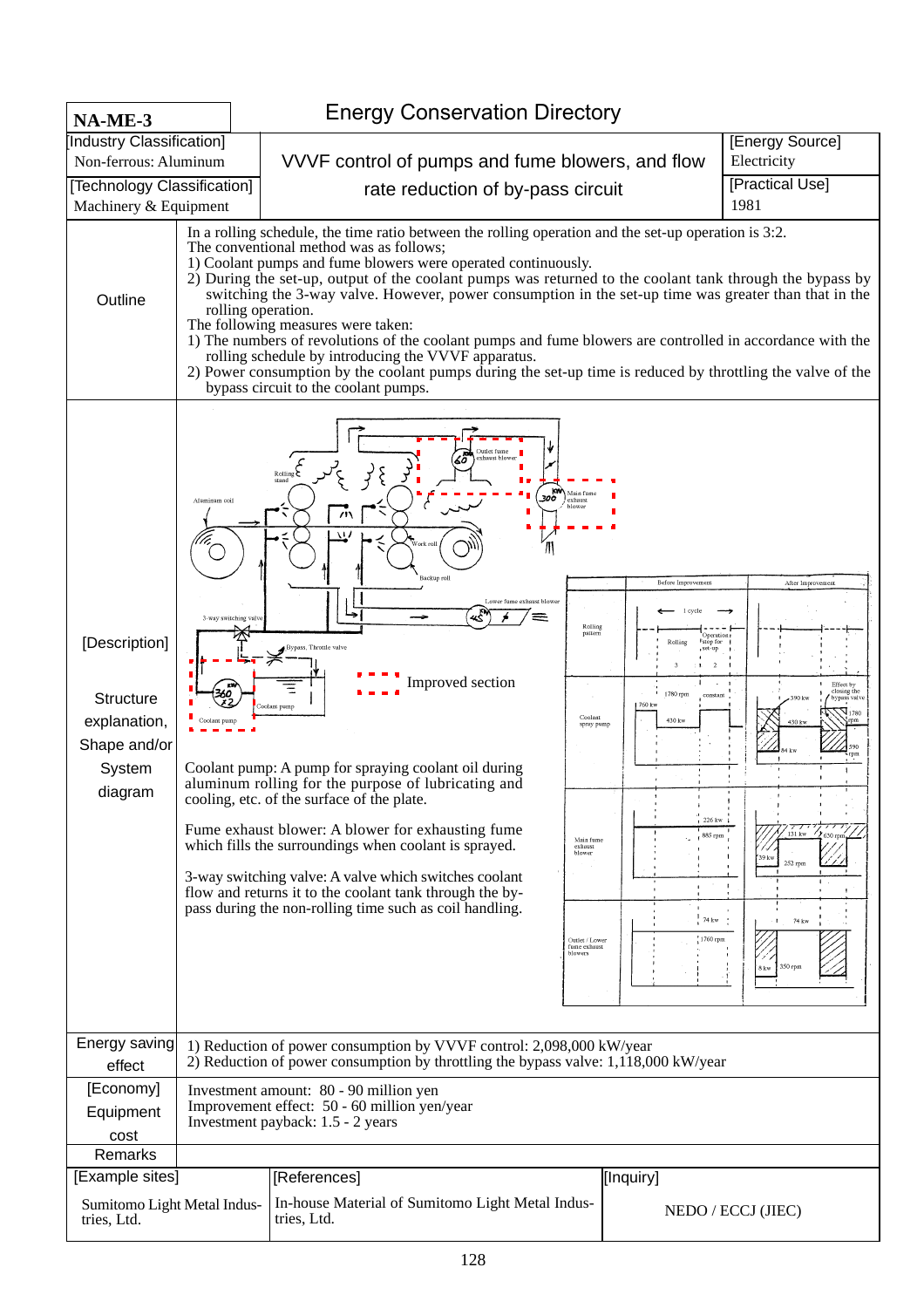# NA-ME-3

## Energy Conservation Directory

| [Industry Classification] | VVVF control of pumps and fume blowers, and flow rate reduction of by-pass circuit | [Energy Source] |
|---|---|---|
| Non-ferrous: Aluminum | | Electricity |
| [Technology Classification] | | [Practical Use] |
| Machinery & Equipment | | 1981 |

**Outline**

In a rolling schedule, the time ratio between the rolling operation and the set-up operation is 3:2.
The conventional method was as follows;

1) Coolant pumps and fume blowers were operated continuously.
2) During the set-up, output of the coolant pumps was returned to the coolant tank through the bypass by switching the 3-way valve. However, power consumption in the set-up time was greater than that in the rolling operation.

The following measures were taken:

1) The numbers of revolutions of the coolant pumps and fume blowers are controlled in accordance with the rolling schedule by introducing the VVVF apparatus.
2) Power consumption by the coolant pumps during the set-up time is reduced by throttling the valve of the bypass circuit to the coolant pumps.

**[Description]**

**Structure explanation, Shape and/or System diagram**

Improved section

Coolant pump: A pump for spraying coolant oil during aluminum rolling for the purpose of lubricating and cooling, etc. of the surface of the plate.

Fume exhaust blower: A blower for exhausting fume which fills the surroundings when coolant is sprayed.

3-way switching valve: A valve which switches coolant flow and returns it to the coolant tank through the by-pass during the non-rolling time such as coil handling.

**Energy saving effect**

1) Reduction of power consumption by VVVF control: 2,098,000 kW/year
2) Reduction of power consumption by throttling the bypass valve: 1,118,000 kW/year

**[Economy] Equipment cost**

Investment amount: 80 - 90 million yen
Improvement effect: 50 - 60 million yen/year
Investment payback: 1.5 - 2 years

**Remarks**

| [Example sites] | [References] | [Inquiry] |
|---|---|---|
| Sumitomo Light Metal Industries, Ltd. | In-house Material of Sumitomo Light Metal Industries, Ltd. | NEDO / ECCJ (JIEC) |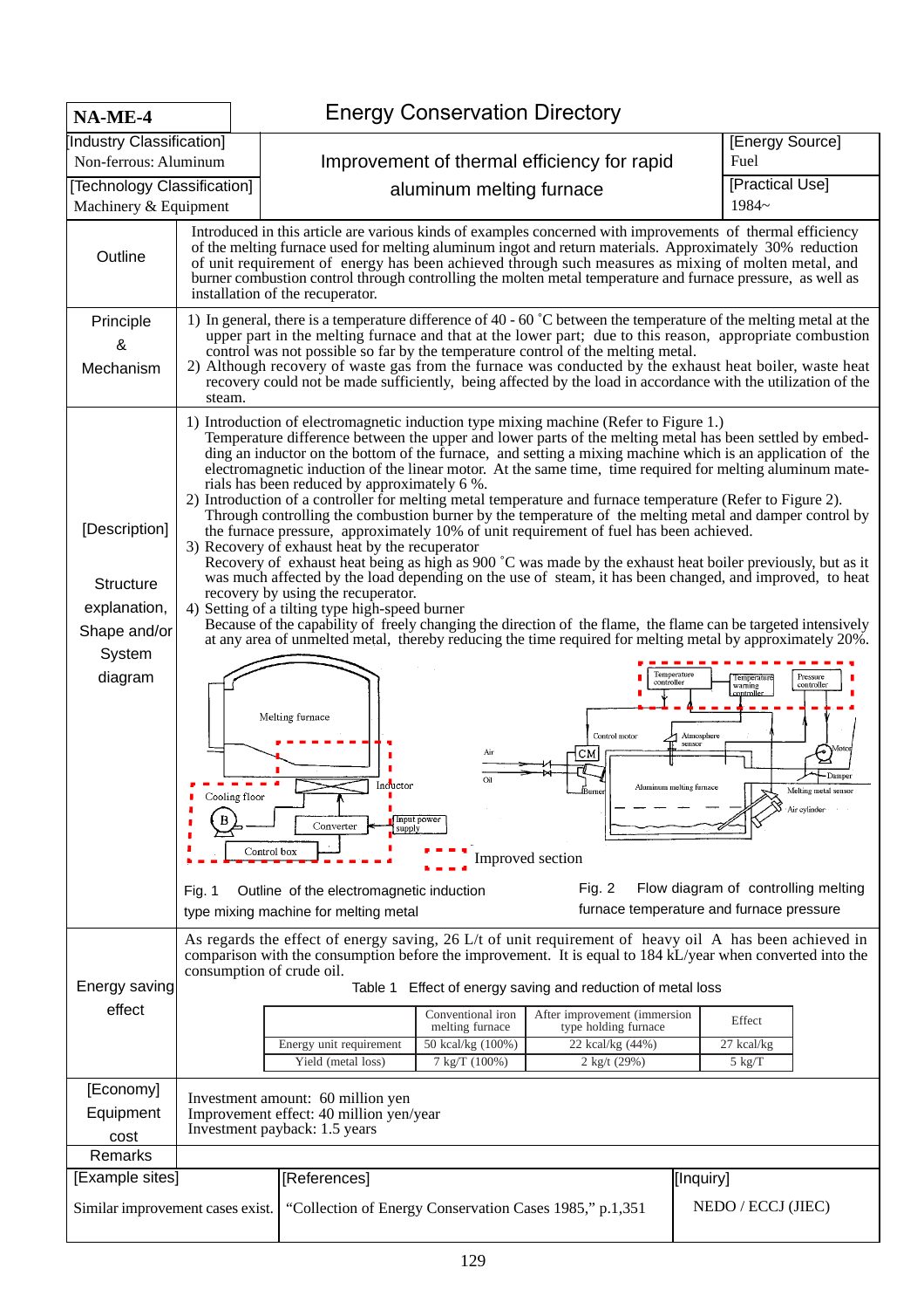**NA-ME-4**

# Energy Conservation Directory

| [Industry Classification] Non-ferrous: Aluminum | Improvement of thermal efficiency for rapid aluminum melting furnace | [Energy Source] Fuel |
|---|---|---|
| [Technology Classification] Machinery & Equipment | | [Practical Use] 1984~ |

## Outline

Introduced in this article are various kinds of examples concerned with improvements of thermal efficiency of the melting furnace used for melting aluminum ingot and return materials. Approximately 30% reduction of unit requirement of energy has been achieved through such measures as mixing of molten metal, and burner combustion control through controlling the molten metal temperature and furnace pressure, as well as installation of the recuperator.

## Principle & Mechanism

1) In general, there is a temperature difference of 40 - 60 ˚C between the temperature of the melting metal at the upper part in the melting furnace and that at the lower part; due to this reason, appropriate combustion control was not possible so far by the temperature control of the melting metal.
2) Although recovery of waste gas from the furnace was conducted by the exhaust heat boiler, waste heat recovery could not be made sufficiently, being affected by the load in accordance with the utilization of the steam.

## [Description] Structure explanation, Shape and/or System diagram

1) Introduction of electromagnetic induction type mixing machine (Refer to Figure 1.)
Temperature difference between the upper and lower parts of the melting metal has been settled by embedding an inductor on the bottom of the furnace, and setting a mixing machine which is an application of the electromagnetic induction of the linear motor. At the same time, time required for melting aluminum materials has been reduced by approximately 6 %.
2) Introduction of a controller for melting metal temperature and furnace temperature (Refer to Figure 2).
Through controlling the combustion burner by the temperature of the melting metal and damper control by the furnace pressure, approximately 10% of unit requirement of fuel has been achieved.
3) Recovery of exhaust heat by the recuperator
Recovery of exhaust heat being as high as 900 ˚C was made by the exhaust heat boiler previously, but as it was much affected by the load depending on the use of steam, it has been changed, and improved, to heat recovery by using the recuperator.
4) Setting of a tilting type high-speed burner
Because of the capability of freely changing the direction of the flame, the flame can be targeted intensively at any area of unmelted metal, thereby reducing the time required for melting metal by approximately 20%.

Melting furnace, Inductor, Cooling floor, B, Converter, Input power supply, Control box

Temperature controller, Temperature warning controller, Pressure controller, Control motor, Atmosphere sensor, Air, Oil, CM, Burner, Aluminum melting furnace, Motor, Damper, Melting metal sensor, Air cylinder

Improved section

Fig. 1 Outline of the electromagnetic induction type mixing machine for melting metal

Fig. 2 Flow diagram of controlling melting furnace temperature and furnace pressure

## Energy saving effect

As regards the effect of energy saving, 26 L/t of unit requirement of heavy oil A has been achieved in comparison with the consumption before the improvement. It is equal to 184 kL/year when converted into the consumption of crude oil.

Table 1 Effect of energy saving and reduction of metal loss

| | Conventional iron melting furnace | After improvement (immersion type holding furnace | Effect |
|---|---|---|---|
| Energy unit requirement | 50 kcal/kg (100%) | 22 kcal/kg (44%) | 27 kcal/kg |
| Yield (metal loss) | 7 kg/T (100%) | 2 kg/t (29%) | 5 kg/T |

## [Economy] Equipment cost

Investment amount: 60 million yen
Improvement effect: 40 million yen/year
Investment payback: 1.5 years

## Remarks

| [Example sites] | [References] | [Inquiry] |
|---|---|---|
| Similar improvement cases exist. | "Collection of Energy Conservation Cases 1985," p.1,351 | NEDO / ECCJ (JIEC) |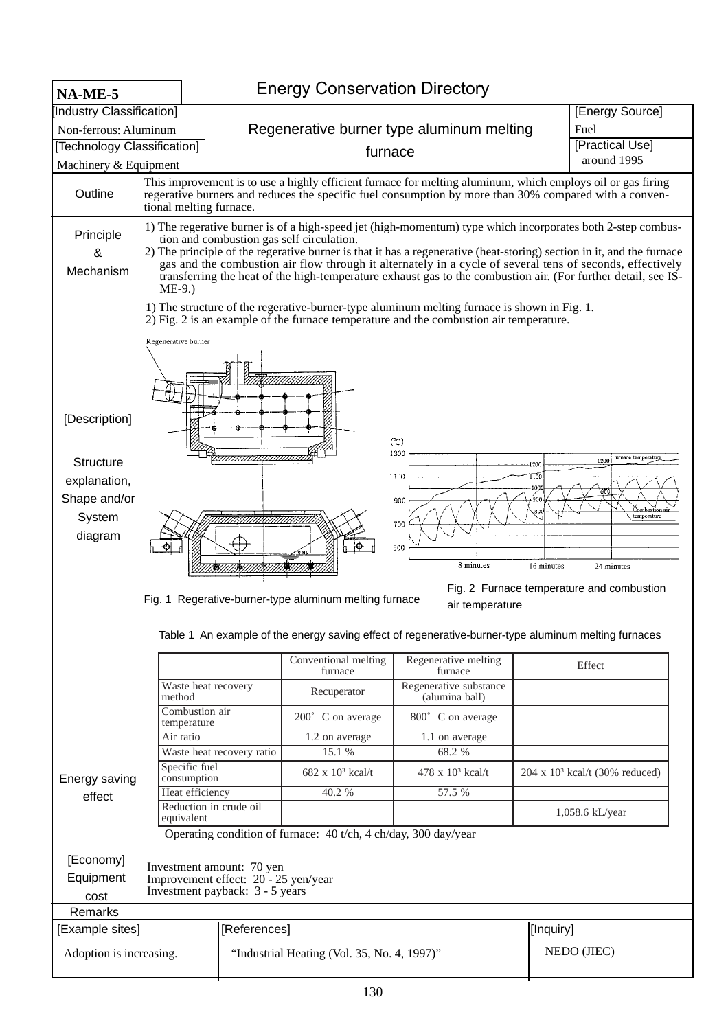**NA-ME-5**

# Energy Conservation Directory

| [Industry Classification] | Regenerative burner type aluminum melting furnace | [Energy Source] |
|---|---|---|
| Non-ferrous: Aluminum | | Fuel |
| [Technology Classification] | | [Practical Use] |
| Machinery & Equipment | | around 1995 |

**Outline**

This improvement is to use a highly efficient furnace for melting aluminum, which employs oil or gas firing regerative burners and reduces the specific fuel consumption by more than 30% compared with a conventional melting furnace.

**Principle & Mechanism**

1) The regerative burner is of a high-speed jet (high-momentum) type which incorporates both 2-step combustion and combustion gas self circulation.
2) The principle of the regerative burner is that it has a regenerative (heat-storing) section in it, and the furnace gas and the combustion air flow through it alternately in a cycle of several tens of seconds, effectively transferring the heat of the high-temperature exhaust gas to the combustion air. (For further detail, see IS-ME-9.)

**[Description] Structure explanation, Shape and/or System diagram**

1) The structure of the regerative-burner-type aluminum melting furnace is shown in Fig. 1.
2) Fig. 2 is an example of the furnace temperature and the combustion air temperature.

Fig. 1 Regerative-burner-type aluminum melting furnace

Fig. 2 Furnace temperature and combustion air temperature

**Energy saving effect**

Table 1 An example of the energy saving effect of regenerative-burner-type aluminum melting furnaces

| | Conventional melting furnace | Regenerative melting furnace | Effect |
|---|---|---|---|
| Waste heat recovery method | Recuperator | Regenerative substance (alumina ball) | |
| Combustion air temperature | 200° C on average | 800° C on average | |
| Air ratio | 1.2 on average | 1.1 on average | |
| Waste heat recovery ratio | 15.1 % | 68.2 % | |
| Specific fuel consumption | 682 x $10^3$ kcal/t | 478 x $10^3$ kcal/t | 204 x $10^3$ kcal/t (30% reduced) |
| Heat efficiency | 40.2 % | 57.5 % | |
| Reduction in crude oil equivalent | | | 1,058.6 kL/year |

Operating condition of furnace: 40 t/ch, 4 ch/day, 300 day/year

**[Economy] Equipment cost**

Investment amount: 70 yen
Improvement effect: 20 - 25 yen/year
Investment payback: 3 - 5 years

**Remarks**

| [Example sites] | [References] | [Inquiry] |
|---|---|---|
| Adoption is increasing. | "Industrial Heating (Vol. 35, No. 4, 1997)" | NEDO (JIEC) |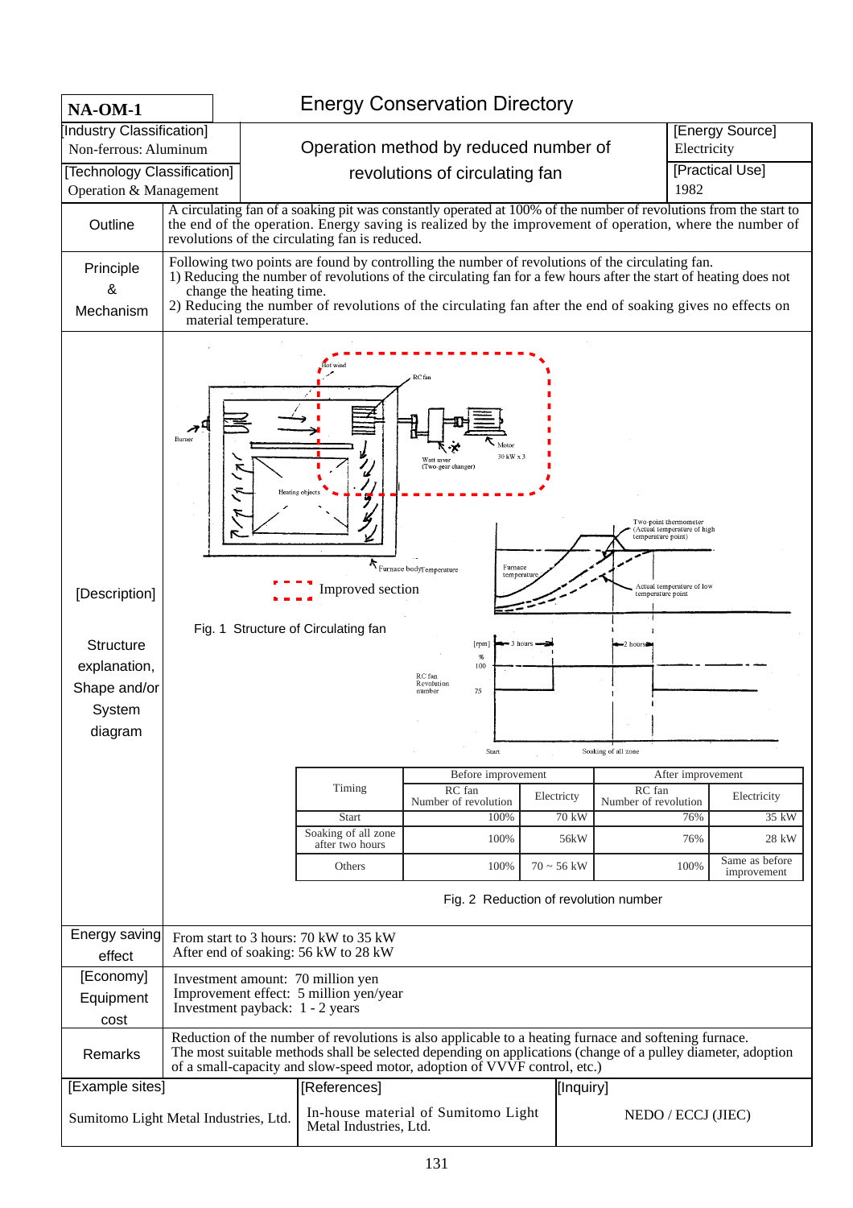**NA-OM-1**

# Energy Conservation Directory

| [Industry Classification] Non-ferrous: Aluminum | Operation method by reduced number of revolutions of circulating fan | [Energy Source] Electricity |
|---|---|---|
| [Technology Classification] Operation & Management | | [Practical Use] 1982 |

**Outline**

A circulating fan of a soaking pit was constantly operated at 100% of the number of revolutions from the start to the end of the operation. Energy saving is realized by the improvement of operation, where the number of revolutions of the circulating fan is reduced.

**Principle & Mechanism**

Following two points are found by controlling the number of revolutions of the circulating fan.
1) Reducing the number of revolutions of the circulating fan for a few hours after the start of heating does not change the heating time.
2) Reducing the number of revolutions of the circulating fan after the end of soaking gives no effects on material temperature.

**[Description]**

**Structure explanation, Shape and/or System diagram**

Hot wind, RC fan, Burner, Motor 30 kW x 3, Watt saver (Two-gear changer), Heating objects, Furnace body, Improved section

Fig. 1 Structure of Circulating fan

Temperature, Furnace temperature, Two-point thermometer (Actual temperature of high temperature point), Actual temperature of low temperature point, RC fan Revolution number [rpm] % 100, 75, 3 hours, 2 hours, Start, Soaking of all zone

| Timing | Before improvement | | After improvement | |
|---|---|---|---|---|
| | RC fan Number of revolution | Electricity | RC fan Number of revolution | Electricity |
| Start | 100% | 70 kW | 76% | 35 kW |
| Soaking of all zone after two hours | 100% | 56kW | 76% | 28 kW |
| Others | 100% | 70 ~ 56 kW | 100% | Same as before improvement |

Fig. 2 Reduction of revolution number

**Energy saving effect**

From start to 3 hours: 70 kW to 35 kW
After end of soaking: 56 kW to 28 kW

**[Economy] Equipment cost**

Investment amount: 70 million yen
Improvement effect: 5 million yen/year
Investment payback: 1 - 2 years

**Remarks**

Reduction of the number of revolutions is also applicable to a heating furnace and softening furnace.
The most suitable methods shall be selected depending on applications (change of a pulley diameter, adoption of a small-capacity and slow-speed motor, adoption of VVVF control, etc.)

| [Example sites] | [References] | [Inquiry] |
|---|---|---|
| Sumitomo Light Metal Industries, Ltd. | In-house material of Sumitomo Light Metal Industries, Ltd. | NEDO / ECCJ (JIEC) |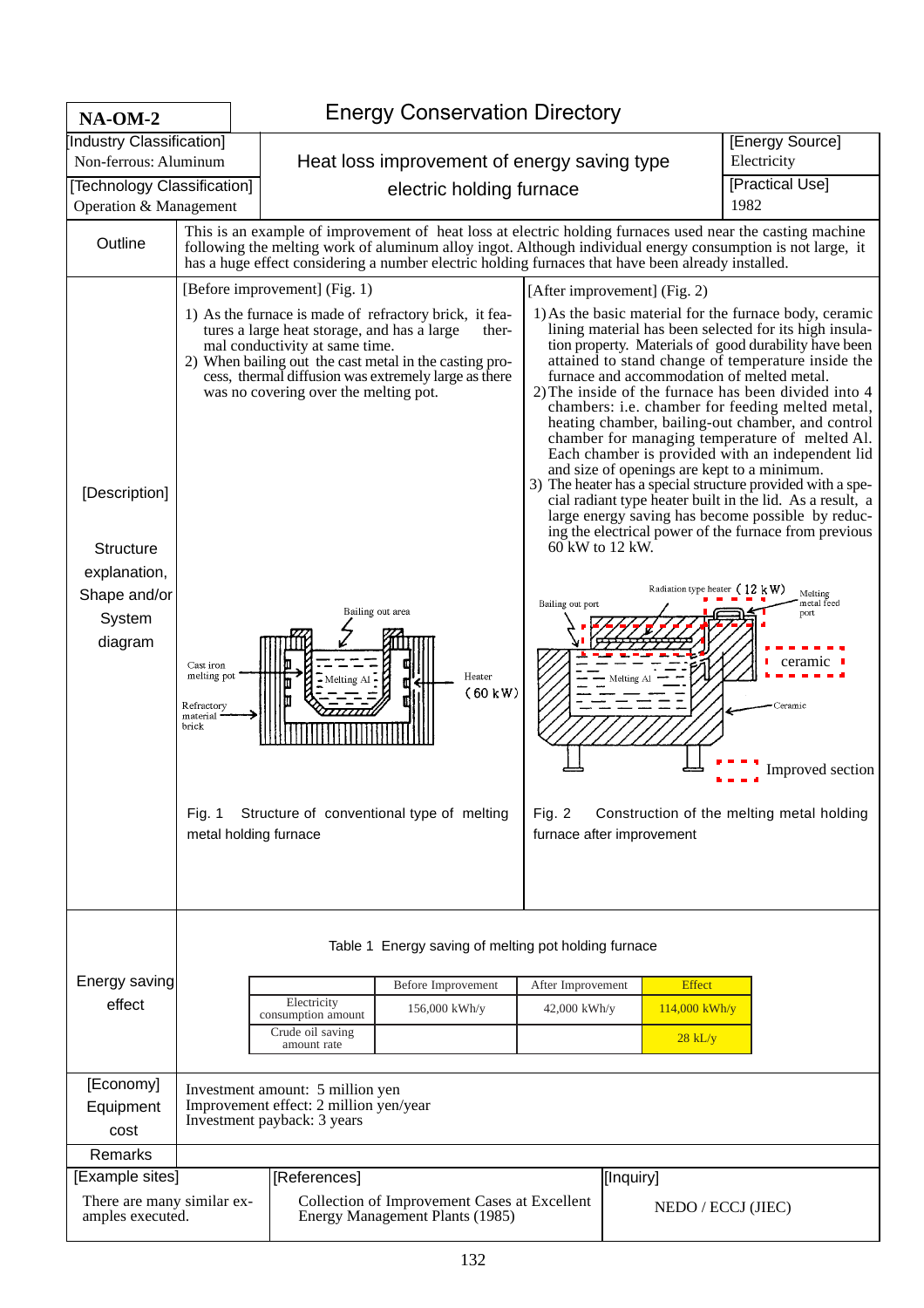**NA-OM-2**

# Energy Conservation Directory

| [Industry Classification] | Heat loss improvement of energy saving type electric holding furnace | [Energy Source] |
|---|---|---|
| Non-ferrous: Aluminum | | Electricity |
| [Technology Classification] | | [Practical Use] |
| Operation & Management | | 1982 |

**Outline**

This is an example of improvement of heat loss at electric holding furnaces used near the casting machine following the melting work of aluminum alloy ingot. Although individual energy consumption is not large, it has a huge effect considering a number electric holding furnaces that have been already installed.

**[Description]**

**Structure explanation, Shape and/or System diagram**

[Before improvement] (Fig. 1)

1) As the furnace is made of refractory brick, it features a large heat storage, and has a large thermal conductivity at same time.
2) When bailing out the cast metal in the casting process, thermal diffusion was extremely large as there was no covering over the melting pot.

Bailing out area

Cast iron melting pot

Melting Al

Heater (60 kW)

Refractory material brick

Fig. 1 Structure of conventional type of melting metal holding furnace

[After improvement] (Fig. 2)

1) As the basic material for the furnace body, ceramic lining material has been selected for its high insulation property. Materials of good durability have been attained to stand change of temperature inside the furnace and accommodation of melted metal.
2) The inside of the furnace has been divided into 4 chambers: i.e. chamber for feeding melted metal, heating chamber, bailing-out chamber, and control chamber for managing temperature of melted Al. Each chamber is provided with an independent lid and size of openings are kept to a minimum.
3) The heater has a special structure provided with a special radiant type heater built in the lid. As a result, a large energy saving has become possible by reducing the electrical power of the furnace from previous 60 kW to 12 kW.

Radiation type heater (12 kW)

Bailing out port

Melting metal feed port

ceramic

Melting Al

Ceramic

Improved section

Fig. 2 Construction of the melting metal holding furnace after improvement

**Energy saving effect**

Table 1 Energy saving of melting pot holding furnace

| | Before Improvement | After Improvement | Effect |
|---|---|---|---|
| Electricity consumption amount | 156,000 kWh/y | 42,000 kWh/y | 114,000 kWh/y |
| Crude oil saving amount rate | | | 28 kL/y |

**[Economy] Equipment cost**

Investment amount: 5 million yen
Improvement effect: 2 million yen/year
Investment payback: 3 years

**Remarks**

| [Example sites] | [References] | [Inquiry] |
|---|---|---|
| There are many similar examples executed. | Collection of Improvement Cases at Excellent Energy Management Plants (1985) | NEDO / ECCJ (JIEC) |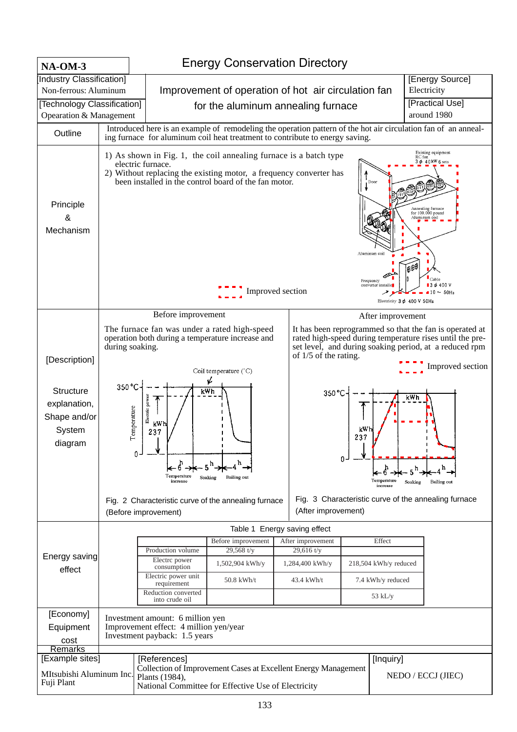# NA-OM-3

## Energy Conservation Directory

| [Industry Classification] Non-ferrous: Aluminum | Improvement of operation of hot air circulation fan for the aluminum annealing furnace | [Energy Source] Electricity |
|---|---|---|
| [Technology Classification] Opearation & Management | | [Practical Use] around 1980 |

**Outline**

Introduced here is an example of remodeling the operation pattern of the hot air circulation fan of an annealing furnace for aluminum coil heat treatment to contribute to energy saving.

**Principle & Mechanism**

1) As shown in Fig. 1, the coil annealing furnace is a batch type electric furnace.
2) Without replacing the existing motor, a frequency converter has been installed in the control board of the fan motor.

Improved section

**[Description]**

**Structure explanation, Shape and/or System diagram**

Before improvement

The furnace fan was under a rated high-speed operation both during a temperature increase and during soaking.

Fig. 2 Characteristic curve of the annealing furnace (Before improvement)

After improvement

It has been reprogrammed so that the fan is operated at rated high-speed during temperature rises until the preset level, and during soaking period, at a reduced rpm of 1/5 of the rating.

Improved section

Fig. 3 Characteristic curve of the annealing furnace (After improvement)

**Energy saving effect**

Table 1 Energy saving effect

| | Before improvement | After improvement | Effect |
|---|---|---|---|
| Production volume | 29,568 t/y | 29,616 t/y | |
| Electrc power consumption | 1,502,904 kWh/y | 1,284,400 kWh/y | 218,504 kWh/y reduced |
| Electric power unit requirement | 50.8 kWh/t | 43.4 kWh/t | 7.4 kWh/y reduced |
| Reduction converted into crude oil | | | 53 kL/y |

**[Economy] Equipment cost**

Investment amount: 6 million yen
Improvement effect: 4 million yen/year
Investment payback: 1.5 years

**Remarks**

| [Example sites] | [References] | [Inquiry] |
|---|---|---|
| MItsubishi Aluminum Inc. Fuji Plant | Collection of Improvement Cases at Excellent Energy Management Plants (1984), National Committee for Effective Use of Electricity | NEDO / ECCJ (JIEC) |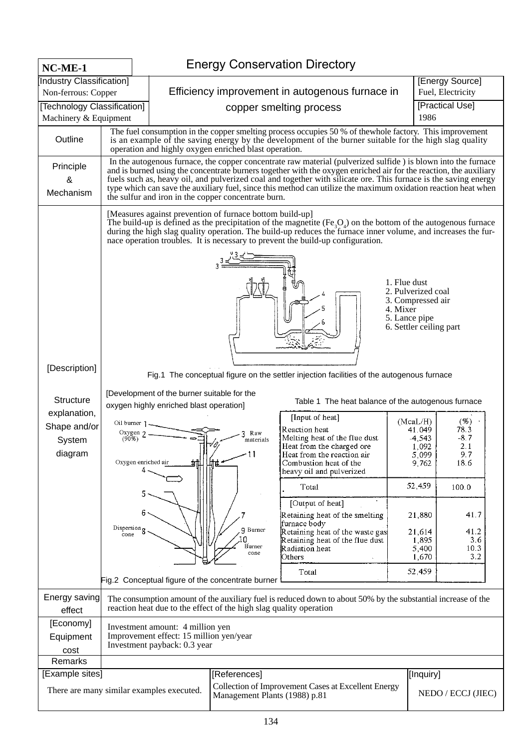**NC-ME-1**

# Energy Conservation Directory

| [Industry Classification] Non-ferrous: Copper | Efficiency improvement in autogenous furnace in copper smelting process | [Energy Source] Fuel, Electricity |
|---|---|---|
| [Technology Classification] Machinery & Equipment | | [Practical Use] 1986 |

**Outline**

The fuel consumption in the copper smelting process occupies 50 % of thewhole factory. This improvement is an example of the saving energy by the development of the burner suitable for the high slag quality operation and highly oxygen enriched blast operation.

**Principle & Mechanism**

In the autogenous furnace, the copper concentrate raw material (pulverized sulfide ) is blown into the furnace and is burned using the concentrate burners together with the oxygen enriched air for the reaction, the auxiliary fuels such as, heavy oil, and pulverized coal and together with silicate ore. This furnace is the saving energy type which can save the auxiliary fuel, since this method can utilize the maximum oxidation reaction heat when the sulfur and iron in the copper concentrate burn.

**[Description]**

**Structure explanation, Shape and/or System diagram**

[Measures against prevention of furnace bottom build-up]

The build-up is defined as the precipitation of the magnetite ($Fe_3O_4$) on the bottom of the autogenous furnace during the high slag quality operation. The build-up reduces the furnace inner volume, and increases the furnace operation troubles. It is necessary to prevent the build-up configuration.

1. Flue dust
2. Pulverized coal
3. Compressed air
4. Mixer
5. Lance pipe
6. Settler ceiling part

Fig.1 The conceptual figure on the settler injection facilities of the autogenous furnace

[Development of the burner suitable for the oxygen highly enriched blast operation]

Oil burner 1, Oxygen (90%) 2, Raw materials 3, Oxygen enriched air 4, 5, 6, 7, Dispersion cone 8, Burner 9, Burner cone 10, 11

Fig.2 Conceptual figure of the concentrate burner

Table 1 The heat balance of the autogenous furnace

| [Input of heat] | (McaL/H) | (%) |
|---|---|---|
| Reaction heat | 41.049 | 78.3 |
| Melting heat of the flue dust | -4,543 | -8.7 |
| Heat from the charged ore | 1,092 | 2.1 |
| Heat from the reaction air | 5,099 | 9.7 |
| Combustion heat of the heavy oil and pulverized | 9,762 | 18.6 |
| Total | 52,459 | 100.0 |
| **[Output of heat]** | | |
| Retaining heat of the smelting furnace body | 21,880 | 41.7 |
| Retaining heat of the waste gas | 21,614 | 41.2 |
| Retaining heat of the flue dust | 1,895 | 3.6 |
| Radiation heat | 5,400 | 10.3 |
| Others | 1,670 | 3.2 |
| Total | 52,459 | |

**Energy saving effect**

The consumption amount of the auxiliary fuel is reduced down to about 50% by the substantial increase of the reaction heat due to the effect of the high slag quality operation

**[Economy] Equipment cost**

Investment amount: 4 million yen
Improvement effect: 15 million yen/year
Investment payback: 0.3 year

**Remarks**

| [Example sites] | [References] | [Inquiry] |
|---|---|---|
| There are many similar examples executed. | Collection of Improvement Cases at Excellent Energy Management Plants (1988) p.81 | NEDO / ECCJ (JIEC) |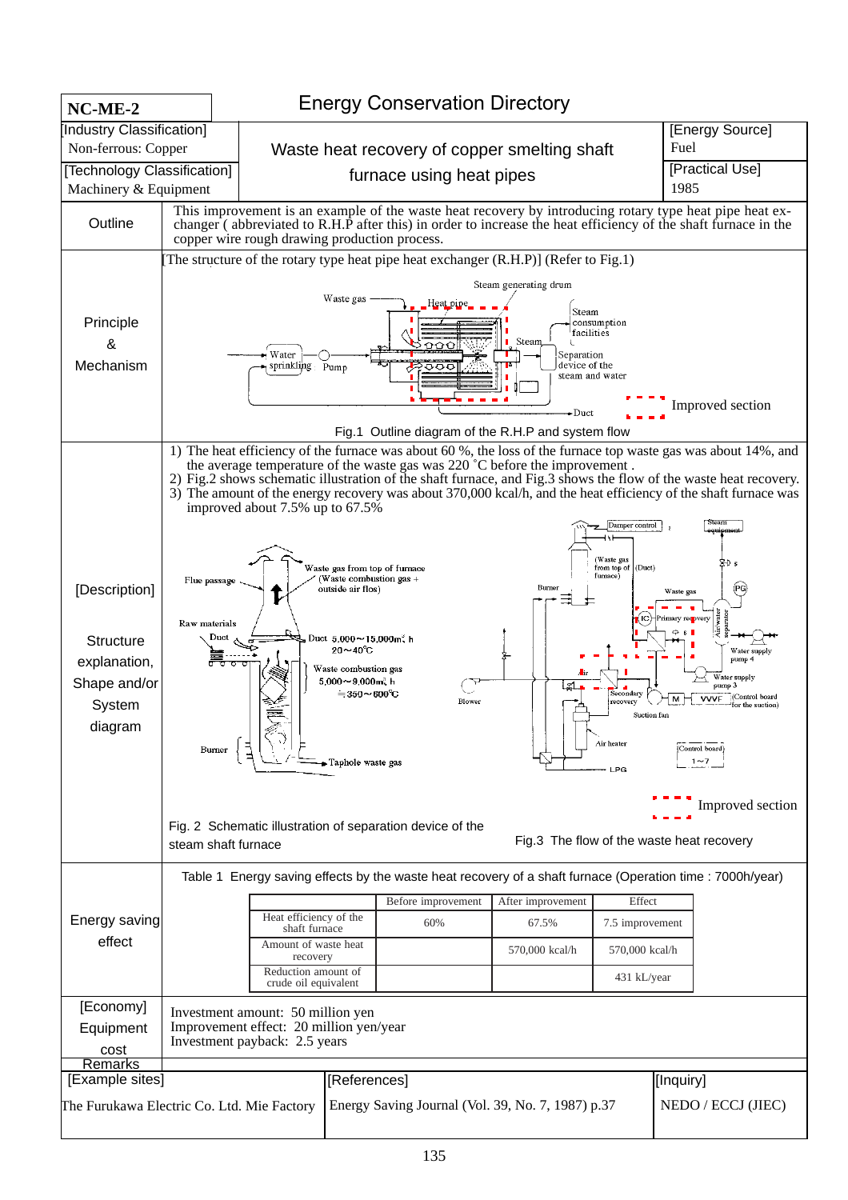**NC-ME-2** — Energy Conservation Directory

| [Industry Classification] | Waste heat recovery of copper smelting shaft furnace using heat pipes | [Energy Source] |
|---|---|---|
| Non-ferrous: Copper | | Fuel |
| [Technology Classification] | | [Practical Use] |
| Machinery & Equipment | | 1985 |

## Outline

This improvement is an example of the waste heat recovery by introducing rotary type heat pipe heat exchanger ( abbreviated to R.H.P after this) in order to increase the heat efficiency of the shaft furnace in the copper wire rough drawing production process.

## Principle & Mechanism

[The structure of the rotary type heat pipe heat exchanger (R.H.P)] (Refer to Fig.1)

Fig.1 Outline diagram of the R.H.P and system flow

## [Description]

### Structure explanation, Shape and/or System diagram

1) The heat efficiency of the furnace was about 60 %, the loss of the furnace top waste gas was about 14%, and the average temperature of the waste gas was 220 ˚C before the improvement .
2) Fig.2 shows schematic illustration of the shaft furnace, and Fig.3 shows the flow of the waste heat recovery.
3) The amount of the energy recovery was about 370,000 kcal/h, and the heat efficiency of the shaft furnace was improved about 7.5% up to 67.5%

Fig. 2 Schematic illustration of separation device of the steam shaft furnace

Fig.3 The flow of the waste heat recovery

## Energy saving effect

Table 1 Energy saving effects by the waste heat recovery of a shaft furnace (Operation time : 7000h/year)

| | Before improvement | After improvement | Effect |
|---|---|---|---|
| Heat efficiency of the shaft furnace | 60% | 67.5% | 7.5 improvement |
| Amount of waste heat recovery | | 570,000 kcal/h | 570,000 kcal/h |
| Reduction amount of crude oil equivalent | | | 431 kL/year |

## [Economy] Equipment cost

Investment amount: 50 million yen
Improvement effect: 20 million yen/year
Investment payback: 2.5 years

## Remarks

| [Example sites] | [References] | [Inquiry] |
|---|---|---|
| The Furukawa Electric Co. Ltd. Mie Factory | Energy Saving Journal (Vol. 39, No. 7, 1987) p.37 | NEDO / ECCJ (JIEC) |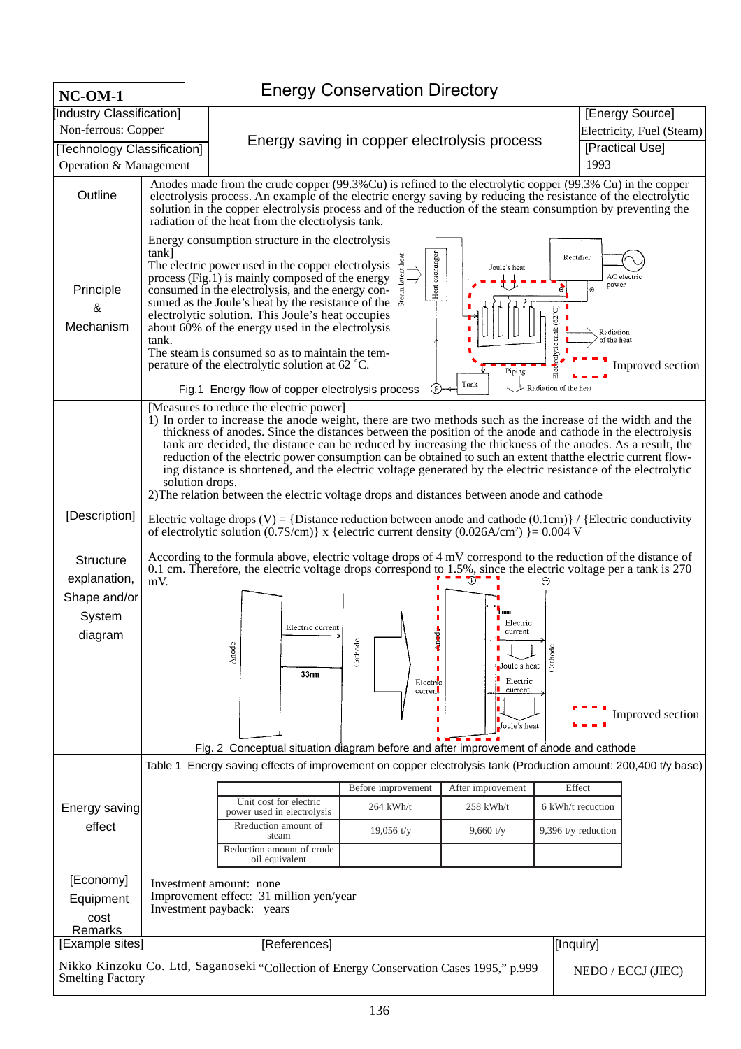**NC-OM-1** | Energy Conservation Directory

| | | |
|---|---|---|
| [Industry Classification] Non-ferrous: Copper | Energy saving in copper electrolysis process | [Energy Source] Electricity, Fuel (Steam) |
| [Technology Classification] Operation & Management | | [Practical Use] 1993 |

**Outline**

Anodes made from the crude copper (99.3%Cu) is refined to the electrolytic copper (99.3% Cu) in the copper electrolysis process. An example of the electric energy saving by reducing the resistance of the electrolytic solution in the copper electrolysis process and of the reduction of the steam consumption by preventing the radiation of the heat from the electrolysis tank.

**Principle & Mechanism**

Energy consumption structure in the electrolysis tank]
The electric power used in the copper electrolysis process (Fig.1) is mainly composed of the energy consumed in the electrolysis, and the energy consumed as the Joule's heat by the resistance of the electrolytic solution. This Joule's heat occupies about 60% of the energy used in the electrolysis tank.
The steam is consumed so as to maintain the temperature of the electrolytic solution at 62 ˚C.

Steam latent heat
Heat exchanger
Joule's heat
Rectifier
AC electric power
Electrolytic tank (62˚C)
Radiation of the heat
Piping
Tank
Radiation of the heat
Improved section

Fig.1 Energy flow of copper electrolysis process

**[Description]**

**Structure explanation, Shape and/or System diagram**

[Measures to reduce the electric power]

1) In order to increase the anode weight, there are two methods such as the increase of the width and the thickness of anodes. Since the distances between the position of the anode and cathode in the electrolysis tank are decided, the distance can be reduced by increasing the thickness of the anodes. As a result, the reduction of the electric power consumption can be obtained to such an extent thatthe electric current flowing distance is shortened, and the electric voltage generated by the electric resistance of the electrolytic solution drops.

2)The relation between the electric voltage drops and distances between anode and cathode

Electric voltage drops (V) = {Distance reduction between anode and cathode (0.1cm)} / {Electric conductivity of electrolytic solution (0.7S/cm)} x {electric current density (0.026A/cm$^2$) }= 0.004 V

According to the formula above, electric voltage drops of 4 mV correspond to the reduction of the distance of 0.1 cm. Therefore, the electric voltage drops correspond to 1.5%, since the electric voltage per a tank is 270 mV.

Anode
Electric current
33mm
Cathode
Anode
Electric current
mm
Electric current
Joule's heat
Electric current
Joule's heat
Cathode
Improved section

Fig. 2 Conceptual situation diagram before and after improvement of anode and cathode

**Energy saving effect**

Table 1 Energy saving effects of improvement on copper electrolysis tank (Production amount: 200,400 t/y base)

| | Before improvement | After improvement | Effect |
|---|---|---|---|
| Unit cost for electric power used in electrolysis | 264 kWh/t | 258 kWh/t | 6 kWh/t recuction |
| Rreduction amount of steam | 19,056 t/y | 9,660 t/y | 9,396 t/y reduction |
| Reduction amount of crude oil equivalent | | | |

**[Economy] Equipment cost**

Investment amount: none
Improvement effect: 31 million yen/year
Investment payback: years

**Remarks**

| [Example sites] | [References] | [Inquiry] |
|---|---|---|
| Nikko Kinzoku Co. Ltd, Saganoseki Smelting Factory | "Collection of Energy Conservation Cases 1995," p.999 | NEDO / ECCJ (JIEC) |